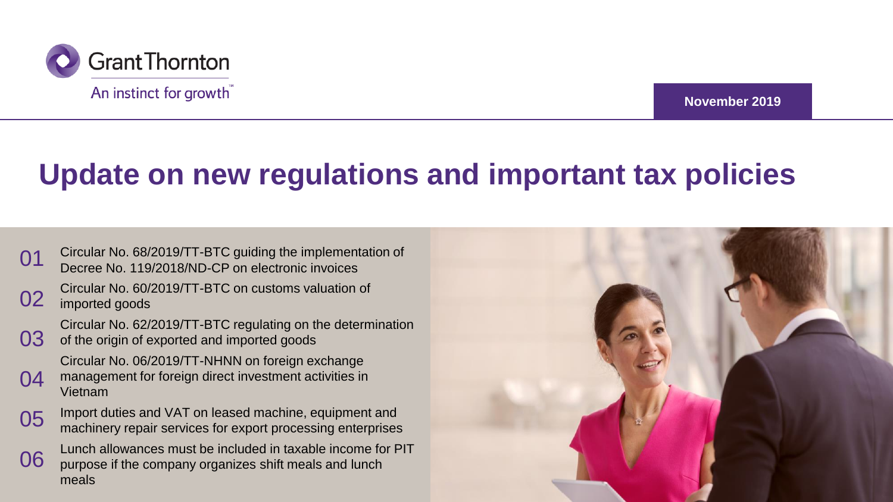Grant Thornton

An instinct for growth™

**November 2019**

# Update on new regulations and important tax policies

01 Circular No. 68/2019/TT-BTC guiding the implementation of Decree No. 119/2018/ND-CP on electronic invoices

02 Circular No. 60/2019/TT-BTC on customs valuation of imported goods

03 Circular No. 62/2019/TT-BTC regulating on the determination of the origin of exported and imported goods

04 Circular No. 06/2019/TT-NHNN on foreign exchange management for foreign direct investment activities in Vietnam

05 Import duties and VAT on leased machine, equipment and machinery repair services for export processing enterprises

06 Lunch allowances must be included in taxable income for PIT purpose if the company organizes shift meals and lunch meals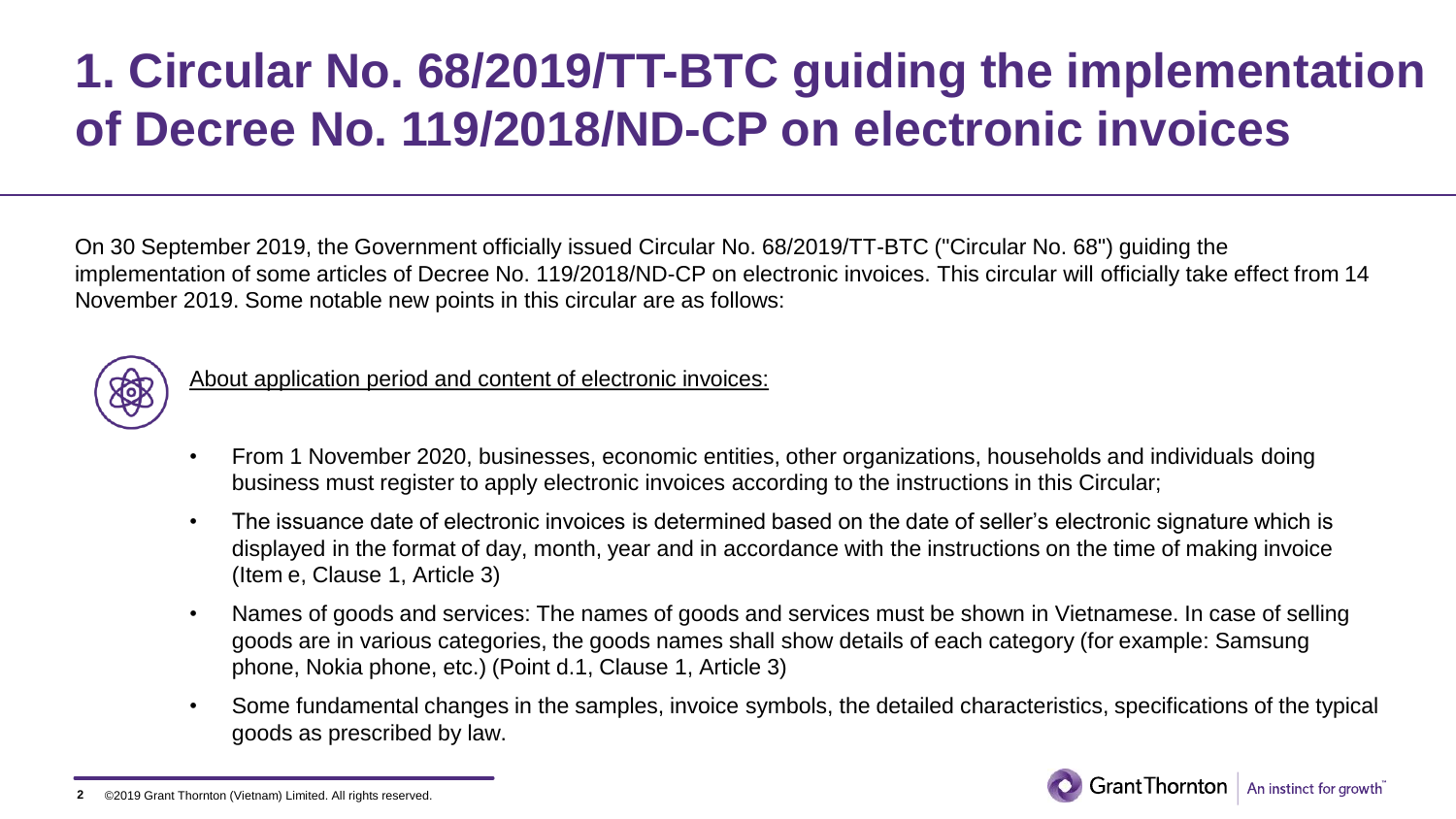# 1. Circular No. 68/2019/TT-BTC guiding the implementation of Decree No. 119/2018/ND-CP on electronic invoices

On 30 September 2019, the Government officially issued Circular No. 68/2019/TT-BTC ("Circular No. 68") guiding the implementation of some articles of Decree No. 119/2018/ND-CP on electronic invoices. This circular will officially take effect from 14 November 2019. Some notable new points in this circular are as follows:

About application period and content of electronic invoices:

- From 1 November 2020, businesses, economic entities, other organizations, households and individuals doing business must register to apply electronic invoices according to the instructions in this Circular;
- The issuance date of electronic invoices is determined based on the date of seller's electronic signature which is displayed in the format of day, month, year and in accordance with the instructions on the time of making invoice (Item e, Clause 1, Article 3)
- Names of goods and services: The names of goods and services must be shown in Vietnamese. In case of selling goods are in various categories, the goods names shall show details of each category (for example: Samsung phone, Nokia phone, etc.) (Point d.1, Clause 1, Article 3)
- Some fundamental changes in the samples, invoice symbols, the detailed characteristics, specifications of the typical goods as prescribed by law.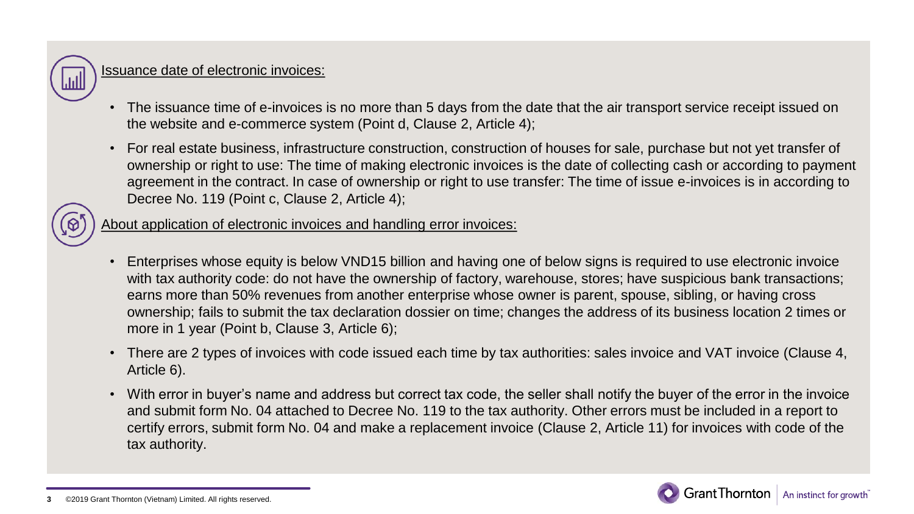Issuance date of electronic invoices:

- The issuance time of e-invoices is no more than 5 days from the date that the air transport service receipt issued on the website and e-commerce system (Point d, Clause 2, Article 4);
- For real estate business, infrastructure construction, construction of houses for sale, purchase but not yet transfer of ownership or right to use: The time of making electronic invoices is the date of collecting cash or according to payment agreement in the contract. In case of ownership or right to use transfer: The time of issue e-invoices is in according to Decree No. 119 (Point c, Clause 2, Article 4);

About application of electronic invoices and handling error invoices:

- Enterprises whose equity is below VND15 billion and having one of below signs is required to use electronic invoice with tax authority code: do not have the ownership of factory, warehouse, stores; have suspicious bank transactions; earns more than 50% revenues from another enterprise whose owner is parent, spouse, sibling, or having cross ownership; fails to submit the tax declaration dossier on time; changes the address of its business location 2 times or more in 1 year (Point b, Clause 3, Article 6);
- There are 2 types of invoices with code issued each time by tax authorities: sales invoice and VAT invoice (Clause 4, Article 6).
- With error in buyer's name and address but correct tax code, the seller shall notify the buyer of the error in the invoice and submit form No. 04 attached to Decree No. 119 to the tax authority. Other errors must be included in a report to certify errors, submit form No. 04 and make a replacement invoice (Clause 2, Article 11) for invoices with code of the tax authority.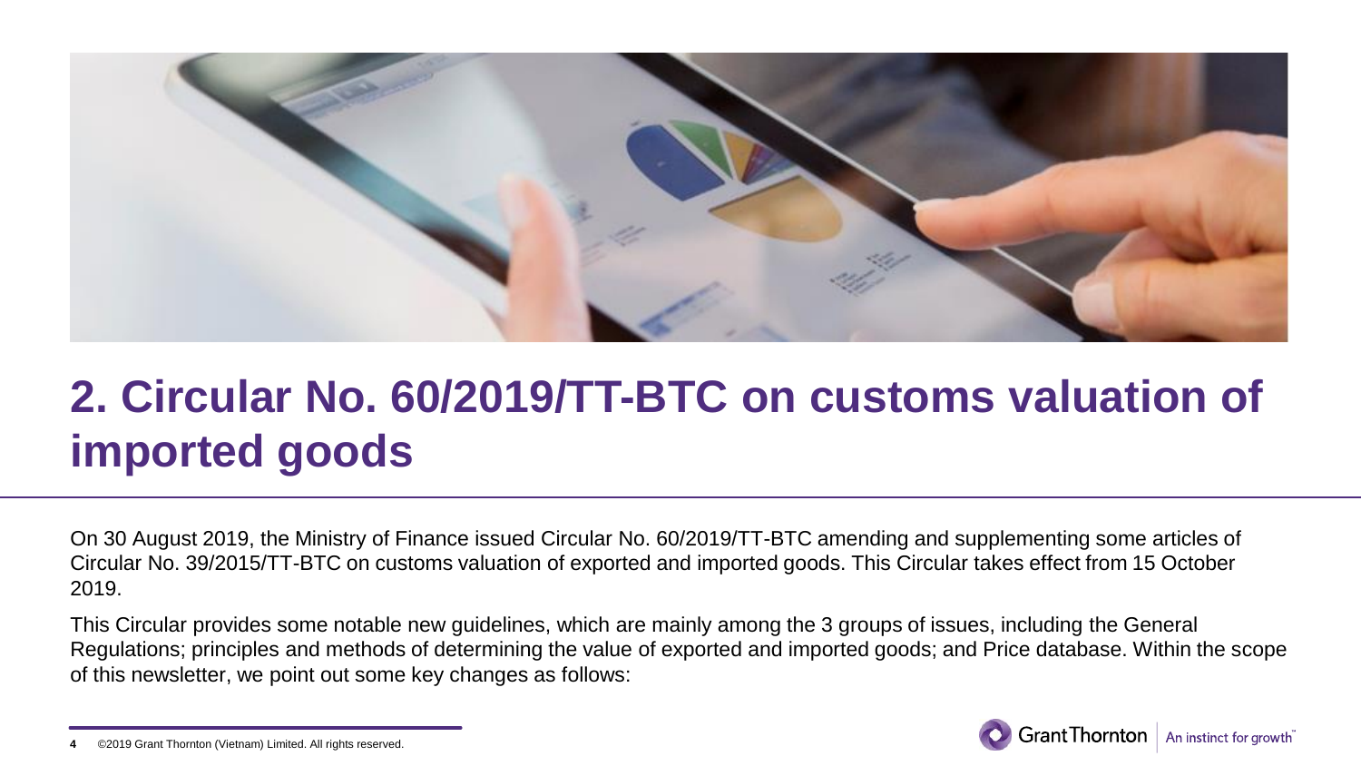## 2. Circular No. 60/2019/TT-BTC on customs valuation of imported goods

On 30 August 2019, the Ministry of Finance issued Circular No. 60/2019/TT-BTC amending and supplementing some articles of Circular No. 39/2015/TT-BTC on customs valuation of exported and imported goods. This Circular takes effect from 15 October 2019.

This Circular provides some notable new guidelines, which are mainly among the 3 groups of issues, including the General Regulations; principles and methods of determining the value of exported and imported goods; and Price database. Within the scope of this newsletter, we point out some key changes as follows: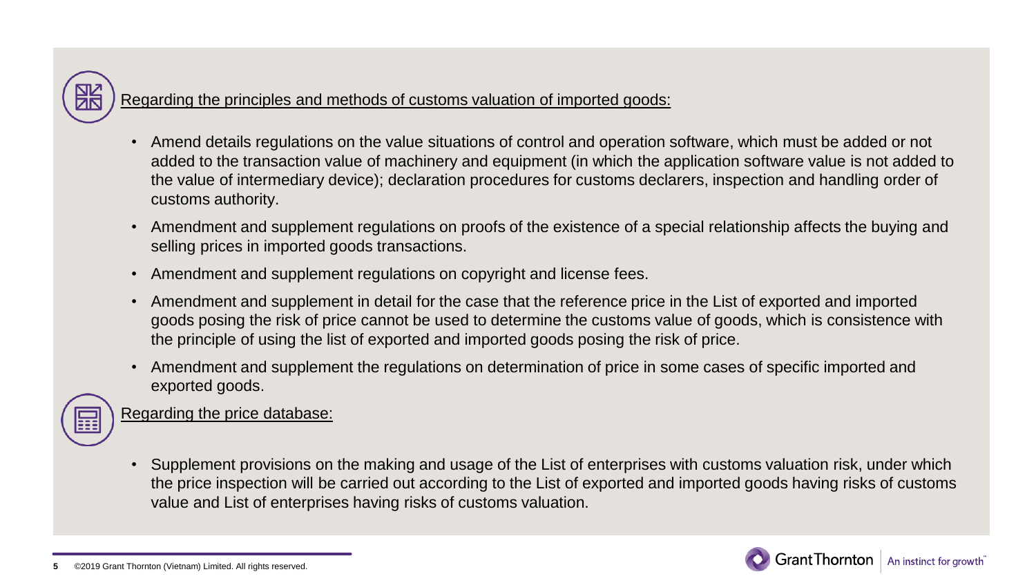Regarding the principles and methods of customs valuation of imported goods:

- Amend details regulations on the value situations of control and operation software, which must be added or not added to the transaction value of machinery and equipment (in which the application software value is not added to the value of intermediary device); declaration procedures for customs declarers, inspection and handling order of customs authority.
- Amendment and supplement regulations on proofs of the existence of a special relationship affects the buying and selling prices in imported goods transactions.
- Amendment and supplement regulations on copyright and license fees.
- Amendment and supplement in detail for the case that the reference price in the List of exported and imported goods posing the risk of price cannot be used to determine the customs value of goods, which is consistence with the principle of using the list of exported and imported goods posing the risk of price.
- Amendment and supplement the regulations on determination of price in some cases of specific imported and exported goods.

Regarding the price database:

- Supplement provisions on the making and usage of the List of enterprises with customs valuation risk, under which the price inspection will be carried out according to the List of exported and imported goods having risks of customs value and List of enterprises having risks of customs valuation.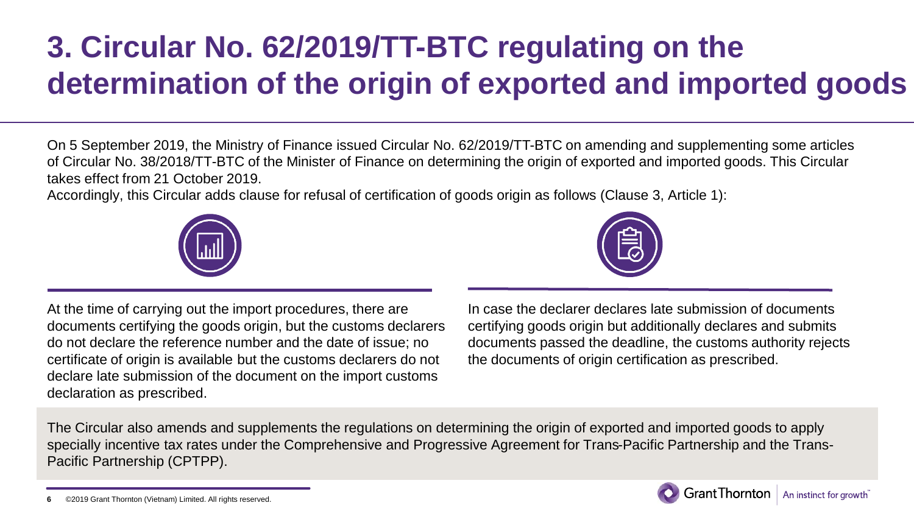# 3. Circular No. 62/2019/TT-BTC regulating on the determination of the origin of exported and imported goods

On 5 September 2019, the Ministry of Finance issued Circular No. 62/2019/TT-BTC on amending and supplementing some articles of Circular No. 38/2018/TT-BTC of the Minister of Finance on determining the origin of exported and imported goods. This Circular takes effect from 21 October 2019.

Accordingly, this Circular adds clause for refusal of certification of goods origin as follows (Clause 3, Article 1):

At the time of carrying out the import procedures, there are documents certifying the goods origin, but the customs declarers do not declare the reference number and the date of issue; no certificate of origin is available but the customs declarers do not declare late submission of the document on the import customs declaration as prescribed.

In case the declarer declares late submission of documents certifying goods origin but additionally declares and submits documents passed the deadline, the customs authority rejects the documents of origin certification as prescribed.

The Circular also amends and supplements the regulations on determining the origin of exported and imported goods to apply specially incentive tax rates under the Comprehensive and Progressive Agreement for Trans-Pacific Partnership and the Trans-Pacific Partnership (CPTPP).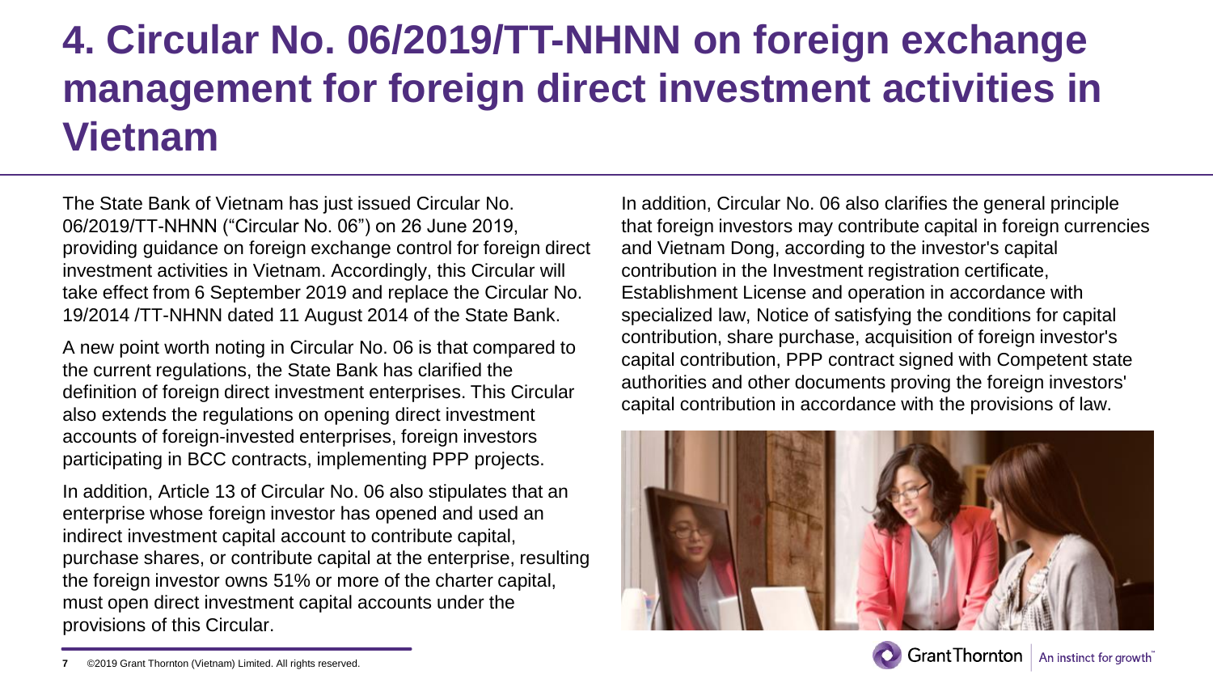# 4. Circular No. 06/2019/TT-NHNN on foreign exchange management for foreign direct investment activities in Vietnam

The State Bank of Vietnam has just issued Circular No. 06/2019/TT-NHNN ("Circular No. 06") on 26 June 2019, providing guidance on foreign exchange control for foreign direct investment activities in Vietnam. Accordingly, this Circular will take effect from 6 September 2019 and replace the Circular No. 19/2014 /TT-NHNN dated 11 August 2014 of the State Bank.

A new point worth noting in Circular No. 06 is that compared to the current regulations, the State Bank has clarified the definition of foreign direct investment enterprises. This Circular also extends the regulations on opening direct investment accounts of foreign-invested enterprises, foreign investors participating in BCC contracts, implementing PPP projects.

In addition, Article 13 of Circular No. 06 also stipulates that an enterprise whose foreign investor has opened and used an indirect investment capital account to contribute capital, purchase shares, or contribute capital at the enterprise, resulting the foreign investor owns 51% or more of the charter capital, must open direct investment capital accounts under the provisions of this Circular.

In addition, Circular No. 06 also clarifies the general principle that foreign investors may contribute capital in foreign currencies and Vietnam Dong, according to the investor's capital contribution in the Investment registration certificate, Establishment License and operation in accordance with specialized law, Notice of satisfying the conditions for capital contribution, share purchase, acquisition of foreign investor's capital contribution, PPP contract signed with Competent state authorities and other documents proving the foreign investors' capital contribution in accordance with the provisions of law.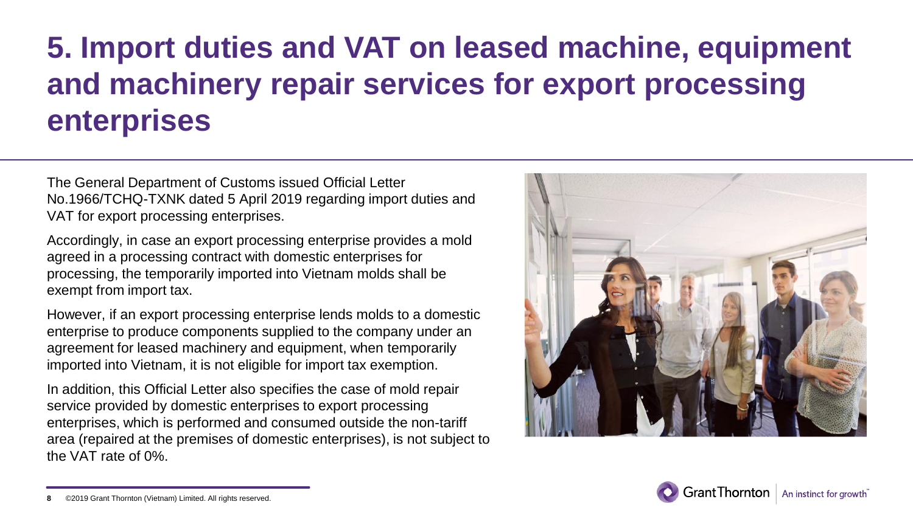# 5. Import duties and VAT on leased machine, equipment and machinery repair services for export processing enterprises

The General Department of Customs issued Official Letter No.1966/TCHQ-TXNK dated 5 April 2019 regarding import duties and VAT for export processing enterprises.

Accordingly, in case an export processing enterprise provides a mold agreed in a processing contract with domestic enterprises for processing, the temporarily imported into Vietnam molds shall be exempt from import tax.

However, if an export processing enterprise lends molds to a domestic enterprise to produce components supplied to the company under an agreement for leased machinery and equipment, when temporarily imported into Vietnam, it is not eligible for import tax exemption.

In addition, this Official Letter also specifies the case of mold repair service provided by domestic enterprises to export processing enterprises, which is performed and consumed outside the non-tariff area (repaired at the premises of domestic enterprises), is not subject to the VAT rate of 0%.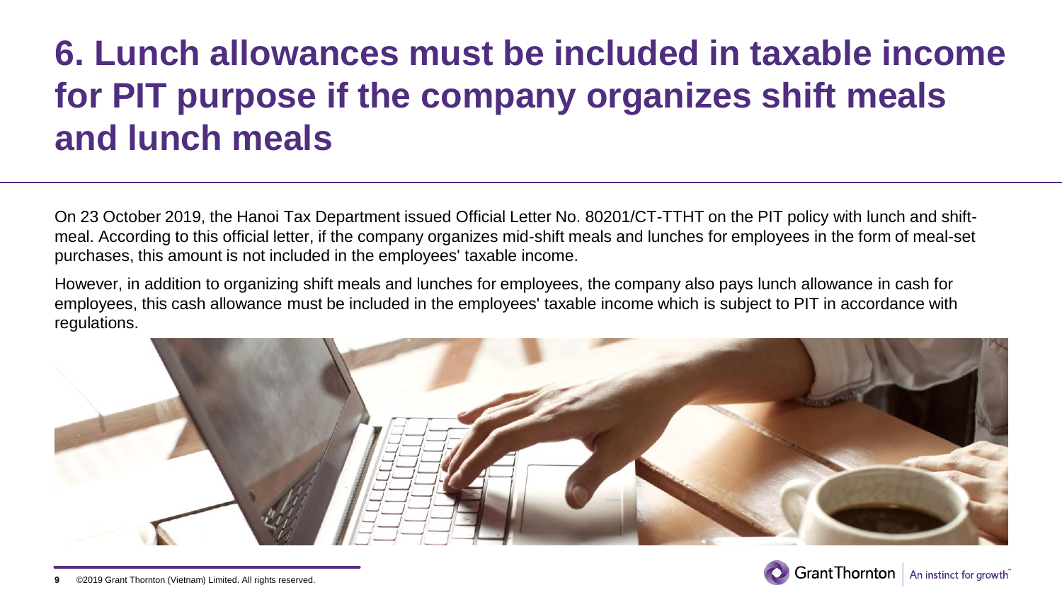# 6. Lunch allowances must be included in taxable income for PIT purpose if the company organizes shift meals and lunch meals

On 23 October 2019, the Hanoi Tax Department issued Official Letter No. 80201/CT-TTHT on the PIT policy with lunch and shift-meal. According to this official letter, if the company organizes mid-shift meals and lunches for employees in the form of meal-set purchases, this amount is not included in the employees' taxable income.

However, in addition to organizing shift meals and lunches for employees, the company also pays lunch allowance in cash for employees, this cash allowance must be included in the employees' taxable income which is subject to PIT in accordance with regulations.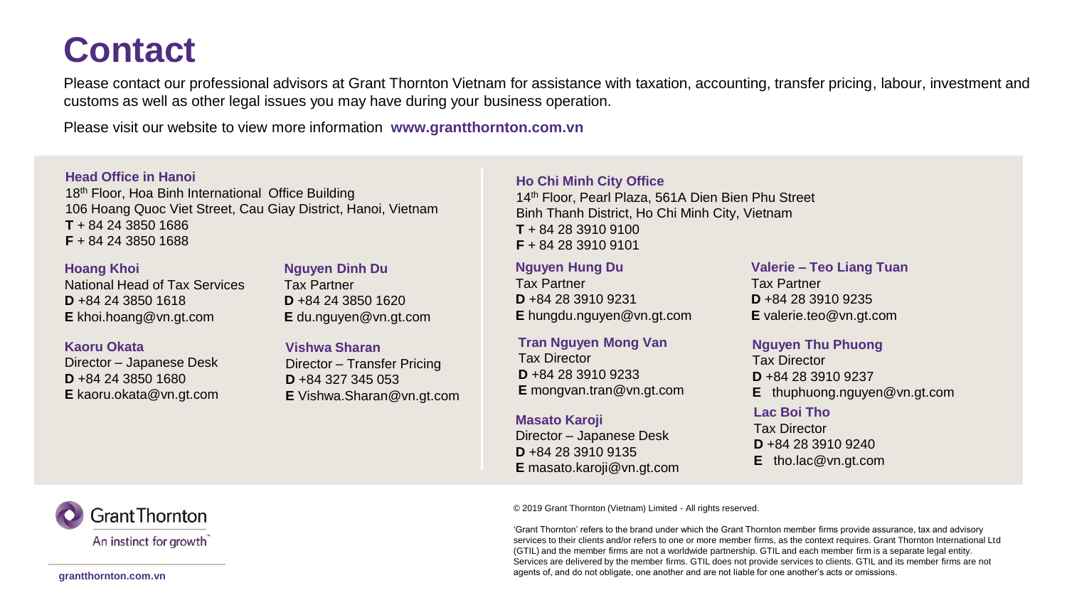# Contact

Please contact our professional advisors at Grant Thornton Vietnam for assistance with taxation, accounting, transfer pricing, labour, investment and customs as well as other legal issues you may have during your business operation.

Please visit our website to view more information **www.grantthornton.com.vn**

**Head Office in Hanoi**
18th Floor, Hoa Binh International Office Building
106 Hoang Quoc Viet Street, Cau Giay District, Hanoi, Vietnam
**T** + 84 24 3850 1686
**F** + 84 24 3850 1688

**Hoang Khoi**
National Head of Tax Services
**D** +84 24 3850 1618
**E** khoi.hoang@vn.gt.com

**Nguyen Dinh Du**
Tax Partner
**D** +84 24 3850 1620
**E** du.nguyen@vn.gt.com

**Kaoru Okata**
Director – Japanese Desk
**D** +84 24 3850 1680
**E** kaoru.okata@vn.gt.com

**Vishwa Sharan**
Director – Transfer Pricing
**D** +84 327 345 053
**E** Vishwa.Sharan@vn.gt.com

**Ho Chi Minh City Office**
14th Floor, Pearl Plaza, 561A Dien Bien Phu Street
Binh Thanh District, Ho Chi Minh City, Vietnam
**T** + 84 28 3910 9100
**F** + 84 28 3910 9101

**Nguyen Hung Du**
Tax Partner
**D** +84 28 3910 9231
**E** hungdu.nguyen@vn.gt.com

**Valerie – Teo Liang Tuan**
Tax Partner
**D** +84 28 3910 9235
**E** valerie.teo@vn.gt.com

**Tran Nguyen Mong Van**
Tax Director
**D** +84 28 3910 9233
**E** mongvan.tran@vn.gt.com

**Nguyen Thu Phuong**
Tax Director
**D** +84 28 3910 9237
**E** thuphuong.nguyen@vn.gt.com

**Masato Karoji**
Director – Japanese Desk
**D** +84 28 3910 9135
**E** masato.karoji@vn.gt.com

**Lac Boi Tho**
Tax Director
**D** +84 28 3910 9240
**E** tho.lac@vn.gt.com

Grant Thornton
An instinct for growth™

grantthornton.com.vn

© 2019 Grant Thornton (Vietnam) Limited - All rights reserved.

'Grant Thornton' refers to the brand under which the Grant Thornton member firms provide assurance, tax and advisory services to their clients and/or refers to one or more member firms, as the context requires. Grant Thornton International Ltd (GTIL) and the member firms are not a worldwide partnership. GTIL and each member firm is a separate legal entity. Services are delivered by the member firms. GTIL does not provide services to clients. GTIL and its member firms are not agents of, and do not obligate, one another and are not liable for one another's acts or omissions.